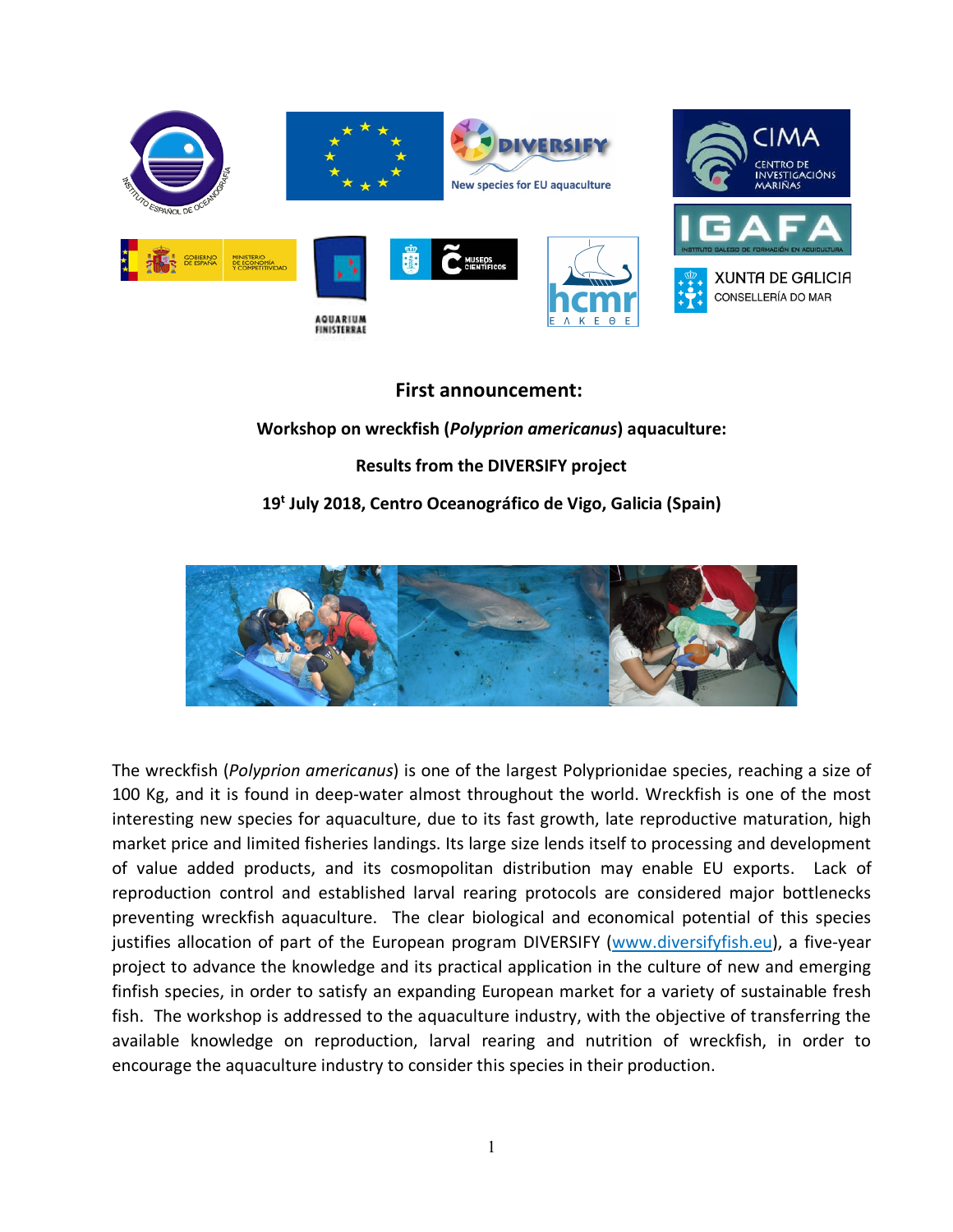**First announcement:**

**Workshop on wreckfish (*Polyprion americanus*) aquaculture:**

**Results from the DIVERSIFY project**

**19t July 2018, Centro Oceanográfico de Vigo, Galicia (Spain)**

The wreckfish (*Polyprion americanus*) is one of the largest Polyprionidae species, reaching a size of 100 Kg, and it is found in deep-water almost throughout the world. Wreckfish is one of the most interesting new species for aquaculture, due to its fast growth, late reproductive maturation, high market price and limited fisheries landings. Its large size lends itself to processing and development of value added products, and its cosmopolitan distribution may enable EU exports. Lack of reproduction control and established larval rearing protocols are considered major bottlenecks preventing wreckfish aquaculture. The clear biological and economical potential of this species justifies allocation of part of the European program DIVERSIFY (www.diversifyfish.eu), a five-year project to advance the knowledge and its practical application in the culture of new and emerging finfish species, in order to satisfy an expanding European market for a variety of sustainable fresh fish. The workshop is addressed to the aquaculture industry, with the objective of transferring the available knowledge on reproduction, larval rearing and nutrition of wreckfish, in order to encourage the aquaculture industry to consider this species in their production.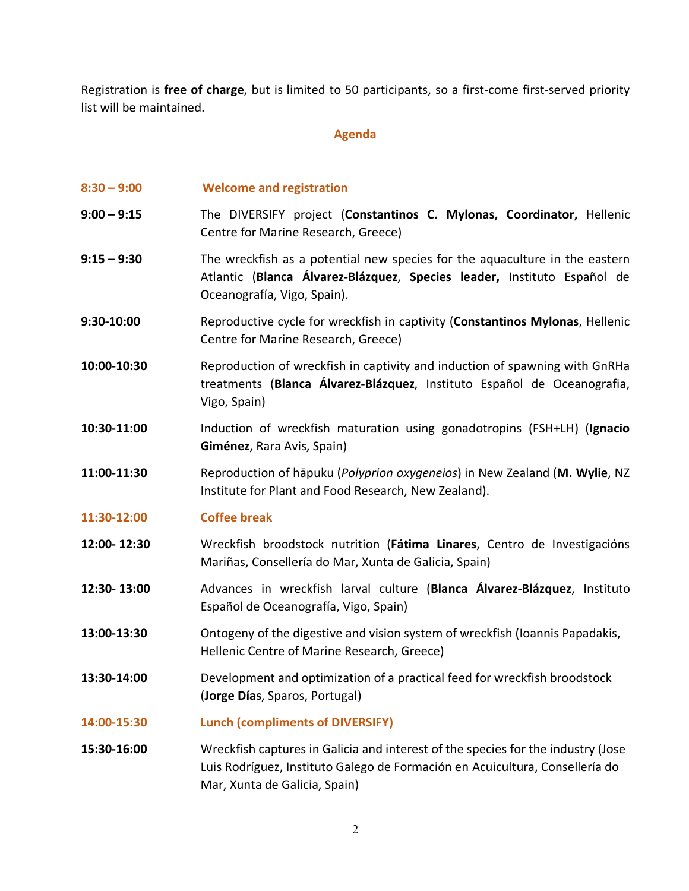Registration is **free of charge**, but is limited to 50 participants, so a first-come first-served priority list will be maintained.

## Agenda

**8:30 – 9:00** **Welcome and registration**

**9:00 – 9:15** The DIVERSIFY project (**Constantinos C. Mylonas, Coordinator,** Hellenic Centre for Marine Research, Greece)

**9:15 – 9:30** The wreckfish as a potential new species for the aquaculture in the eastern Atlantic (**Blanca Álvarez-Blázquez**, **Species leader,** Instituto Español de Oceanografía, Vigo, Spain).

**9:30-10:00** Reproductive cycle for wreckfish in captivity (**Constantinos Mylonas**, Hellenic Centre for Marine Research, Greece)

**10:00-10:30** Reproduction of wreckfish in captivity and induction of spawning with GnRHa treatments (**Blanca Álvarez-Blázquez**, Instituto Español de Oceanografia, Vigo, Spain)

**10:30-11:00** Induction of wreckfish maturation using gonadotropins (FSH+LH) (**Ignacio Giménez**, Rara Avis, Spain)

**11:00-11:30** Reproduction of hāpuku (*Polyprion oxygeneios*) in New Zealand (**M. Wylie**, NZ Institute for Plant and Food Research, New Zealand).

**11:30-12:00** **Coffee break**

**12:00- 12:30** Wreckfish broodstock nutrition (**Fátima Linares**, Centro de Investigacións Mariñas, Consellería do Mar, Xunta de Galicia, Spain)

**12:30- 13:00** Advances in wreckfish larval culture (**Blanca Álvarez-Blázquez**, Instituto Español de Oceanografía, Vigo, Spain)

**13:00-13:30** Ontogeny of the digestive and vision system of wreckfish (Ioannis Papadakis, Hellenic Centre of Marine Research, Greece)

**13:30-14:00** Development and optimization of a practical feed for wreckfish broodstock (**Jorge Días**, Sparos, Portugal)

**14:00-15:30** **Lunch (compliments of DIVERSIFY)**

**15:30-16:00** Wreckfish captures in Galicia and interest of the species for the industry (Jose Luis Rodríguez, Instituto Galego de Formación en Acuicultura, Consellería do Mar, Xunta de Galicia, Spain)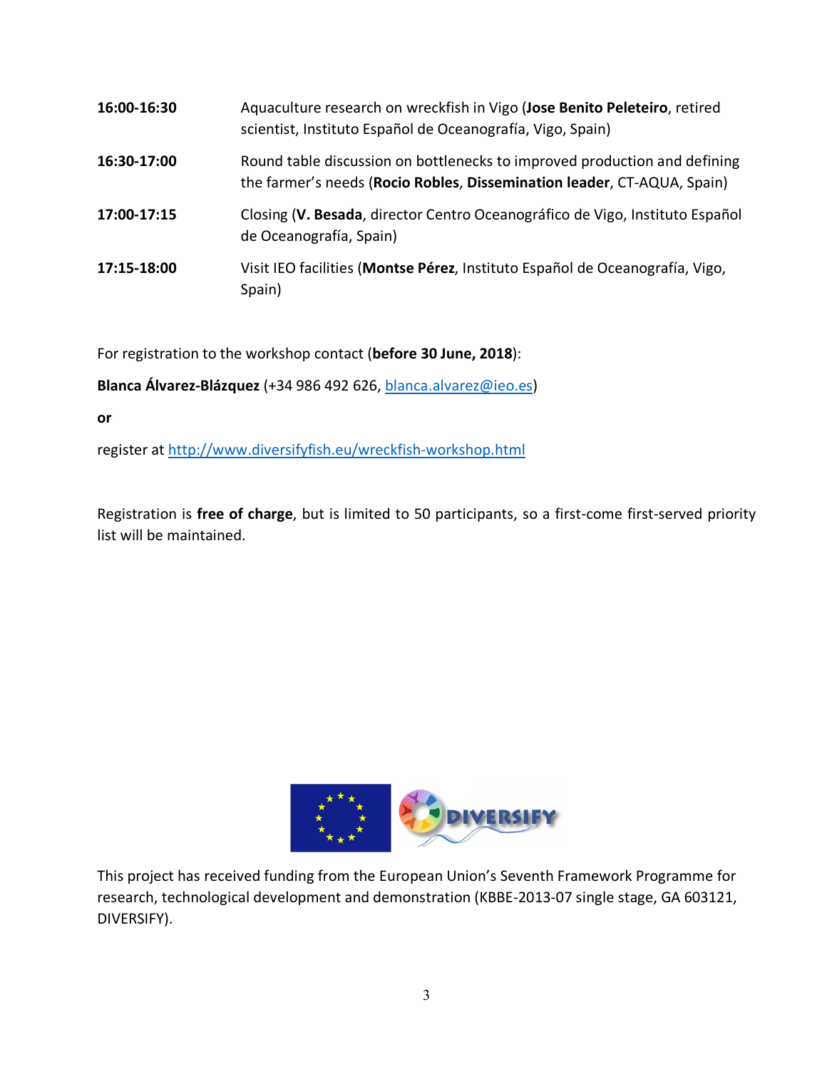| | |
|---|---|
| **16:00-16:30** | Aquaculture research on wreckfish in Vigo (**Jose Benito Peleteiro**, retired scientist, Instituto Español de Oceanografía, Vigo, Spain) |
| **16:30-17:00** | Round table discussion on bottlenecks to improved production and defining the farmer's needs (**Rocio Robles**, **Dissemination leader**, CT-AQUA, Spain) |
| **17:00-17:15** | Closing (**V. Besada**, director Centro Oceanográfico de Vigo, Instituto Español de Oceanografía, Spain) |
| **17:15-18:00** | Visit IEO facilities (**Montse Pérez**, Instituto Español de Oceanografía, Vigo, Spain) |

For registration to the workshop contact (**before 30 June, 2018**):

**Blanca Álvarez-Blázquez** (+34 986 492 626, blanca.alvarez@ieo.es)

**or**

register at http://www.diversifyfish.eu/wreckfish-workshop.html

Registration is **free of charge**, but is limited to 50 participants, so a first-come first-served priority list will be maintained.

This project has received funding from the European Union's Seventh Framework Programme for research, technological development and demonstration (KBBE-2013-07 single stage, GA 603121, DIVERSIFY).